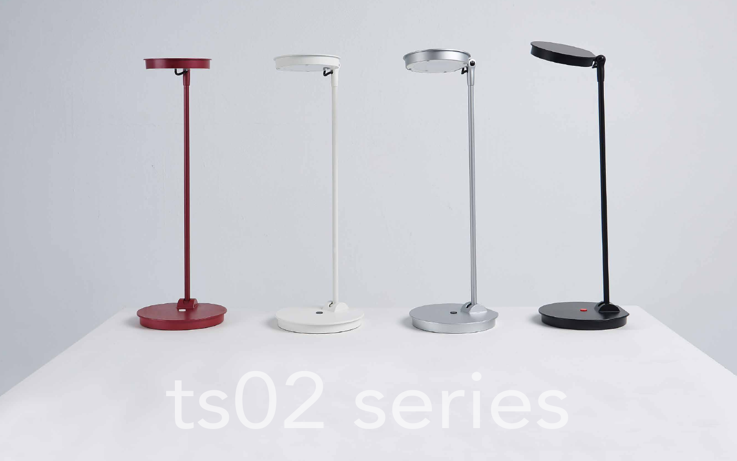# ts02 series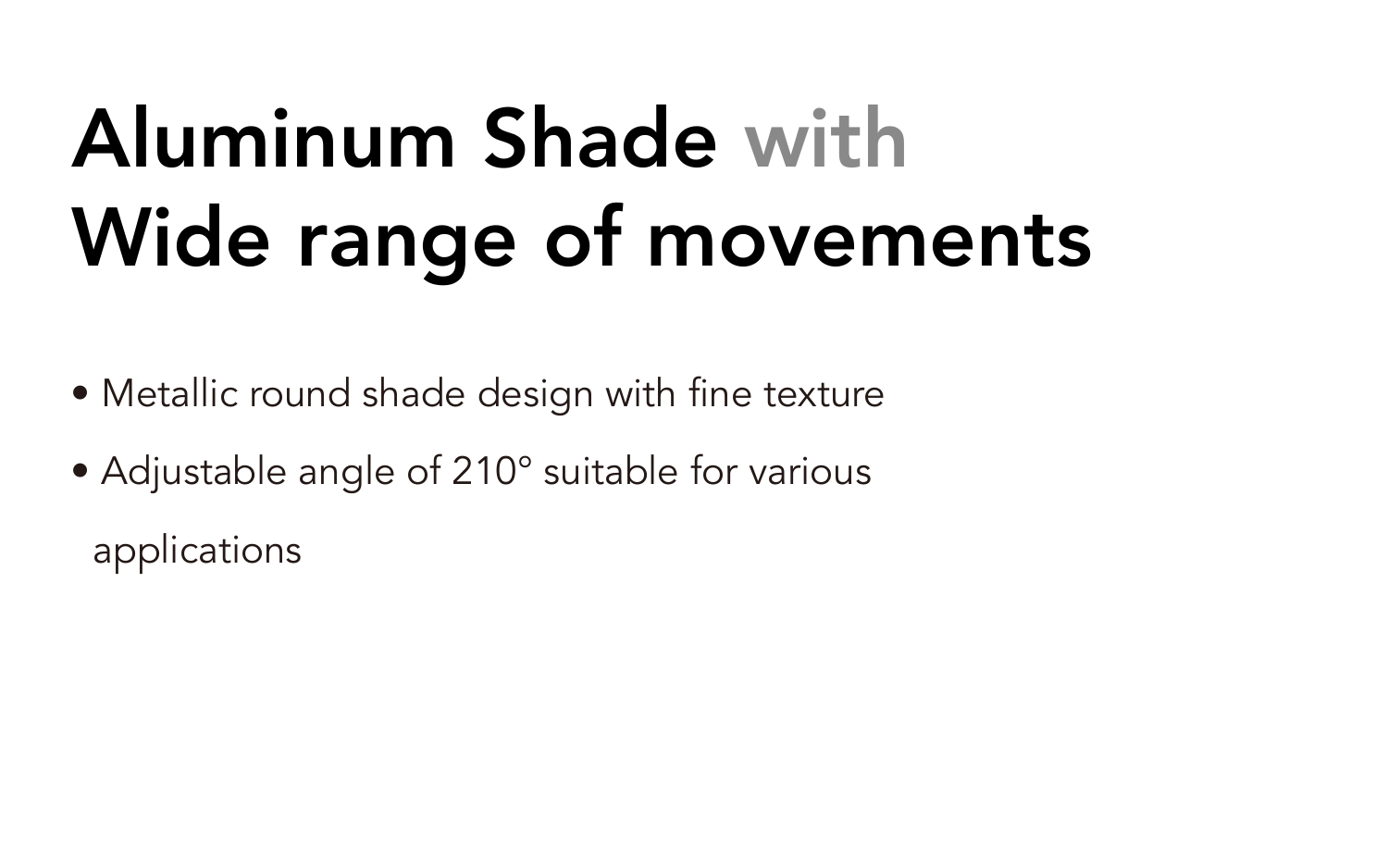# Aluminum Shade with Wide range of movements

- Metallic round shade design with fine texture
- Adjustable angle of 210° suitable for various applications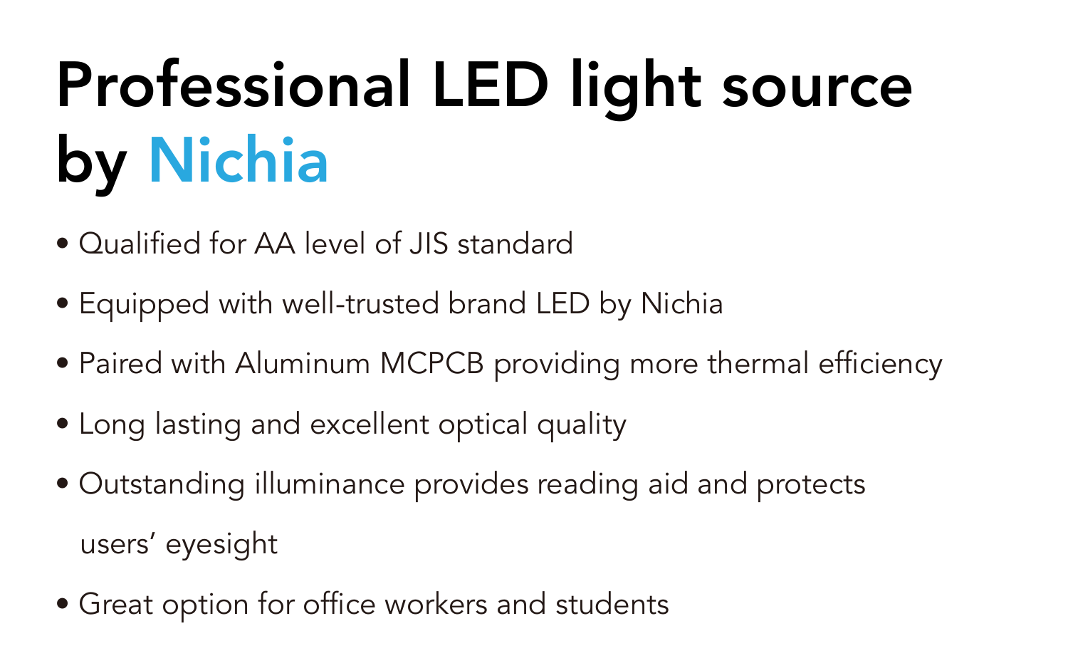# Professional LED light source by Nichia

- Qualified for AA level of JIS standard
- Equipped with well-trusted brand LED by Nichia
- Paired with Aluminum MCPCB providing more thermal efficiency
- Long lasting and excellent optical quality
- Outstanding illuminance provides reading aid and protects users' eyesight
- Great option for office workers and students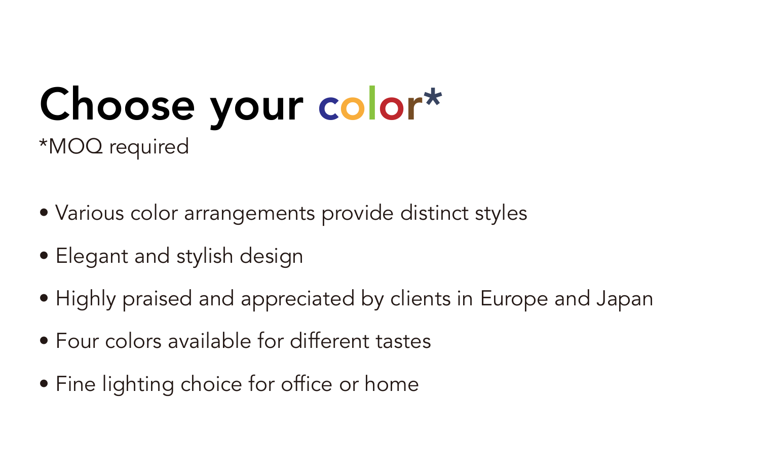# Choose your color*

*MOQ required

- Various color arrangements provide distinct styles
- Elegant and stylish design
- Highly praised and appreciated by clients in Europe and Japan
- Four colors available for different tastes
- Fine lighting choice for office or home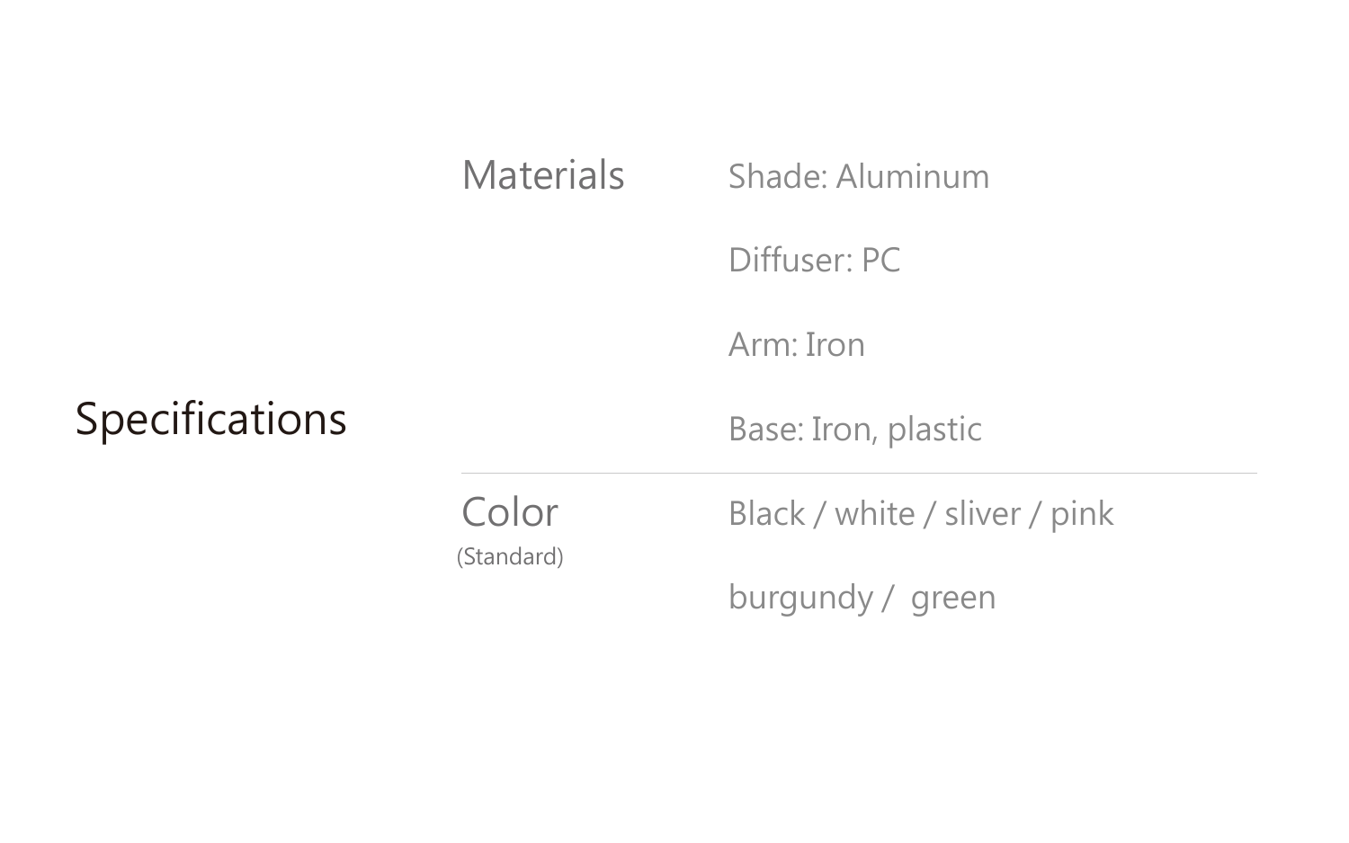# Specifications

| | |
|---|---|
| Materials | Shade: Aluminum<br>Diffuser: PC<br>Arm: Iron<br>Base: Iron, plastic |
| Color (Standard) | Black / white / sliver / pink<br>burgundy / green |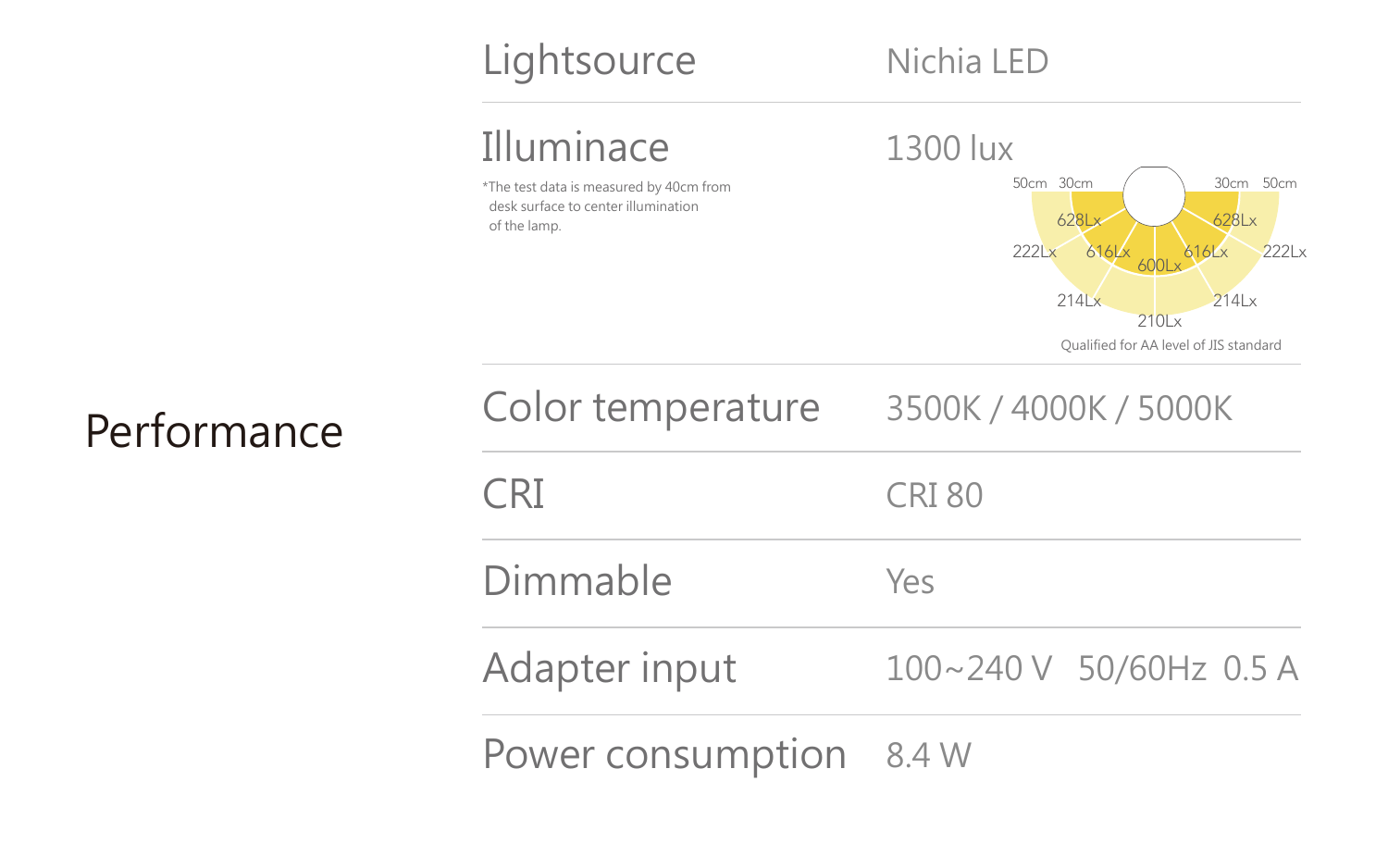# Performance

| | |
|---|---|
| Lightsource | Nichia LED |
| Illuminace<br>*The test data is measured by 40cm from desk surface to center illumination of the lamp. | 1300 lux |
| Color temperature | 3500K / 4000K / 5000K |
| CRI | CRI 80 |
| Dimmable | Yes |
| Adapter input | 100~240 V 50/60Hz 0.5 A |
| Power consumption | 8.4 W |

50cm 30cm 30cm 50cm

628Lx 628Lx

222Lx 616Lx 600Lx 616Lx 222Lx

214Lx 214Lx

210Lx

Qualified for AA level of JIS standard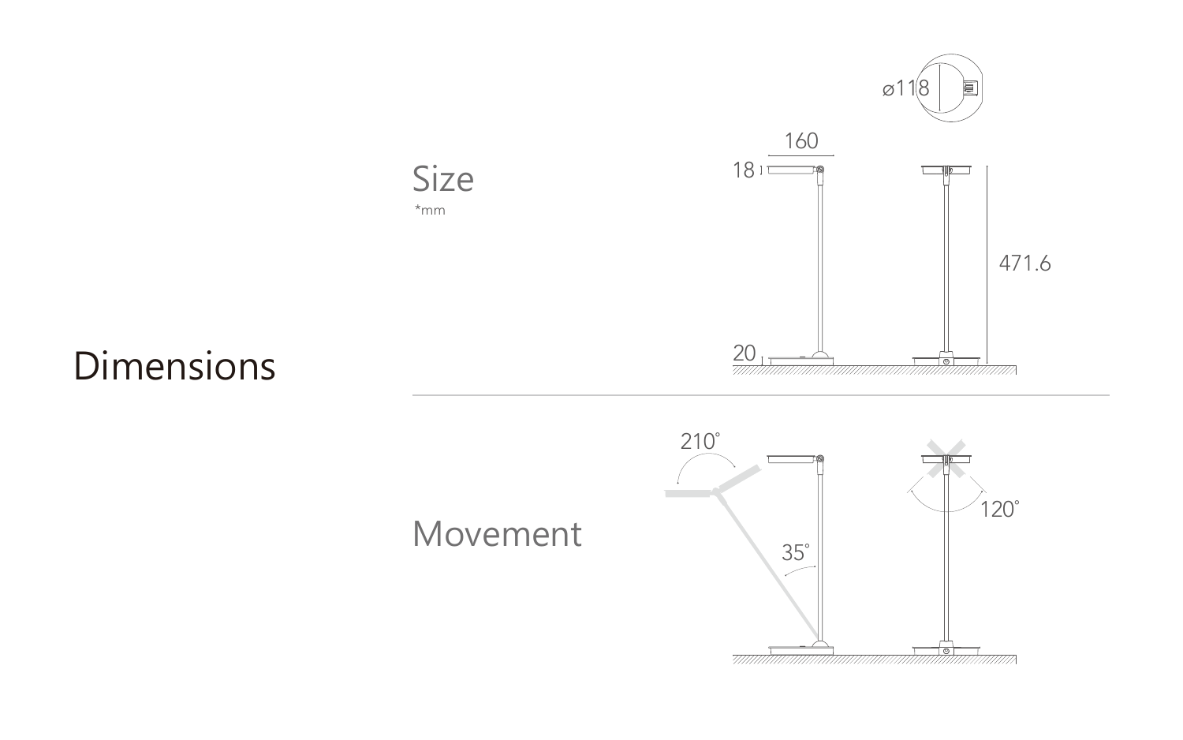# Dimensions

## Size

*mm

ø118

160

18

471.6

20

## Movement

210°

35°

120°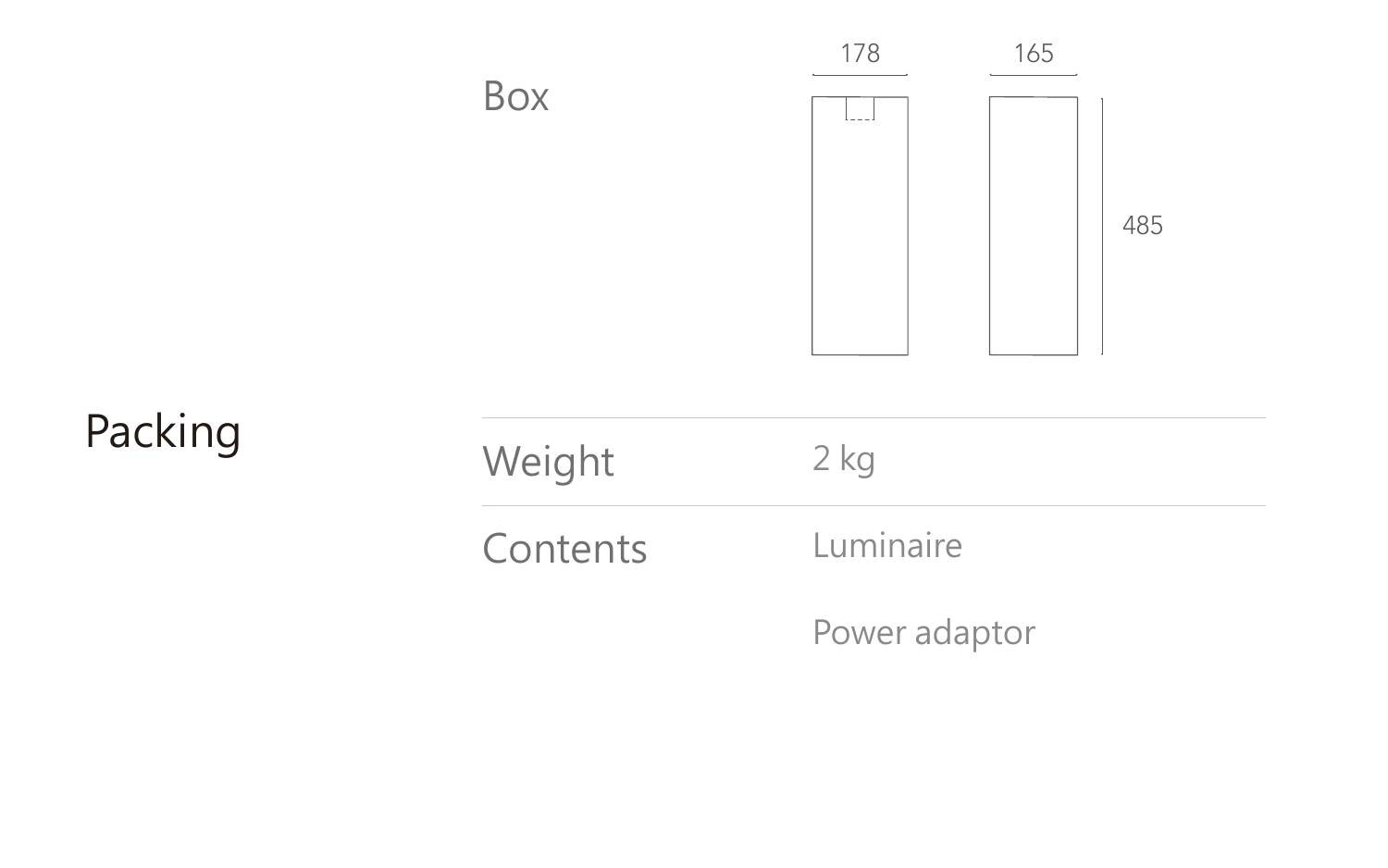## Packing

**Box**

178

165

485

**Weight** 2 kg

**Contents** Luminaire

Power adaptor